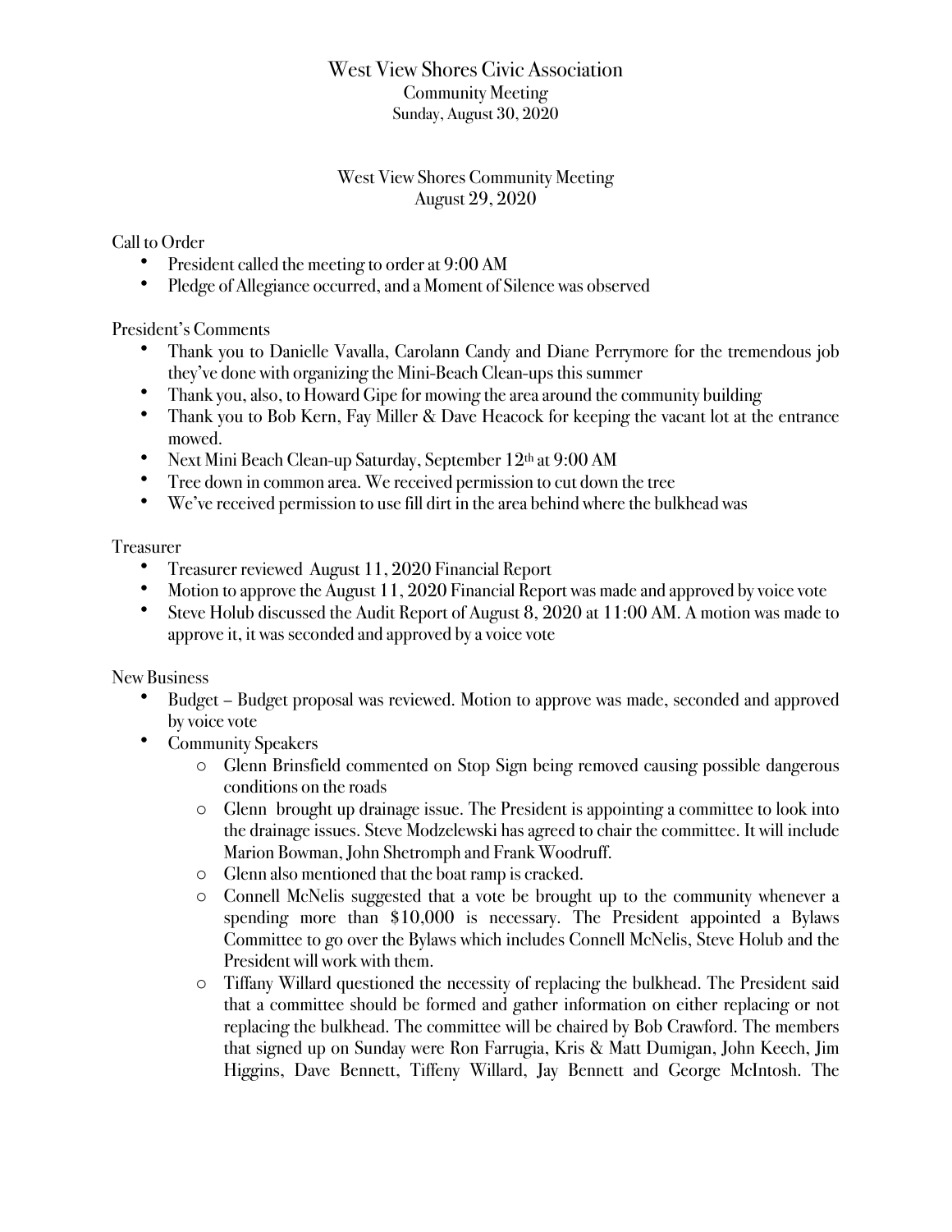# West View Shores Civic Association

Community Meeting
Sunday, August 30, 2020

West View Shores Community Meeting
August 29, 2020

Call to Order

- President called the meeting to order at 9:00 AM
- Pledge of Allegiance occurred, and a Moment of Silence was observed

President's Comments

- Thank you to Danielle Vavalla, Carolann Candy and Diane Perrymore for the tremendous job they've done with organizing the Mini-Beach Clean-ups this summer
- Thank you, also, to Howard Gipe for mowing the area around the community building
- Thank you to Bob Kern, Fay Miller & Dave Heacock for keeping the vacant lot at the entrance mowed.
- Next Mini Beach Clean-up Saturday, September 12th at 9:00 AM
- Tree down in common area. We received permission to cut down the tree
- We've received permission to use fill dirt in the area behind where the bulkhead was

Treasurer

- Treasurer reviewed August 11, 2020 Financial Report
- Motion to approve the August 11, 2020 Financial Report was made and approved by voice vote
- Steve Holub discussed the Audit Report of August 8, 2020 at 11:00 AM. A motion was made to approve it, it was seconded and approved by a voice vote

New Business

- Budget – Budget proposal was reviewed. Motion to approve was made, seconded and approved by voice vote
- Community Speakers
  - Glenn Brinsfield commented on Stop Sign being removed causing possible dangerous conditions on the roads
  - Glenn brought up drainage issue. The President is appointing a committee to look into the drainage issues. Steve Modzelewski has agreed to chair the committee. It will include Marion Bowman, John Shetromph and Frank Woodruff.
  - Glenn also mentioned that the boat ramp is cracked.
  - Connell McNelis suggested that a vote be brought up to the community whenever a spending more than $10,000 is necessary. The President appointed a Bylaws Committee to go over the Bylaws which includes Connell McNelis, Steve Holub and the President will work with them.
  - Tiffany Willard questioned the necessity of replacing the bulkhead. The President said that a committee should be formed and gather information on either replacing or not replacing the bulkhead. The committee will be chaired by Bob Crawford. The members that signed up on Sunday were Ron Farrugia, Kris & Matt Dumigan, John Keech, Jim Higgins, Dave Bennett, Tiffeny Willard, Jay Bennett and George McIntosh. The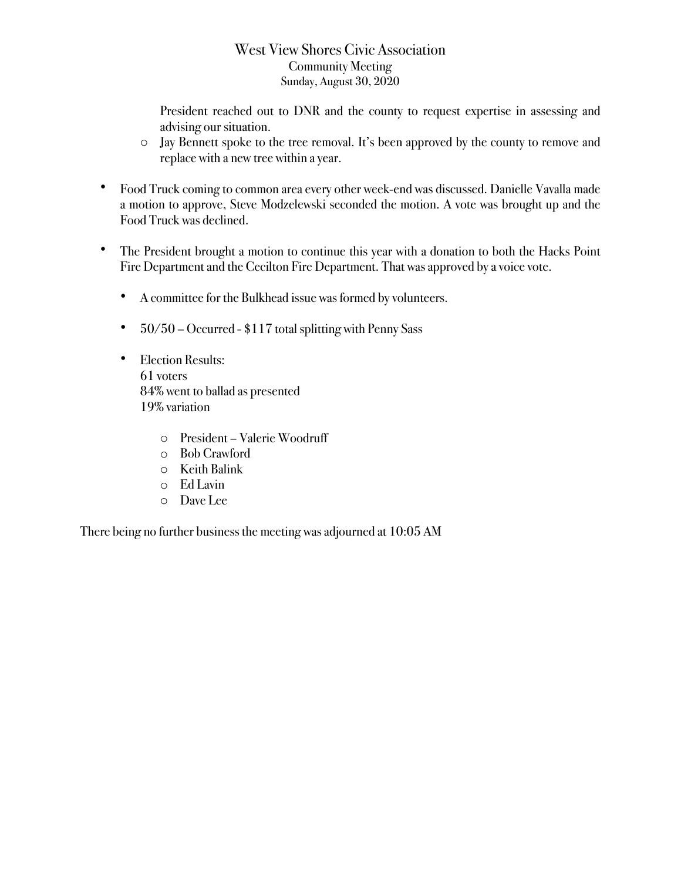President reached out to DNR and the county to request expertise in assessing and advising our situation.

- Jay Bennett spoke to the tree removal. It's been approved by the county to remove and replace with a new tree within a year.

- Food Truck coming to common area every other week-end was discussed. Danielle Vavalla made a motion to approve, Steve Modzelewski seconded the motion. A vote was brought up and the Food Truck was declined.

- The President brought a motion to continue this year with a donation to both the Hacks Point Fire Department and the Cecilton Fire Department. That was approved by a voice vote.

  - A committee for the Bulkhead issue was formed by volunteers.

  - 50/50 – Occurred - $117 total splitting with Penny Sass

  - Election Results:
    61 voters
    84% went to ballad as presented
    19% variation

    - President – Valerie Woodruff
    - Bob Crawford
    - Keith Balink
    - Ed Lavin
    - Dave Lee

There being no further business the meeting was adjourned at 10:05 AM